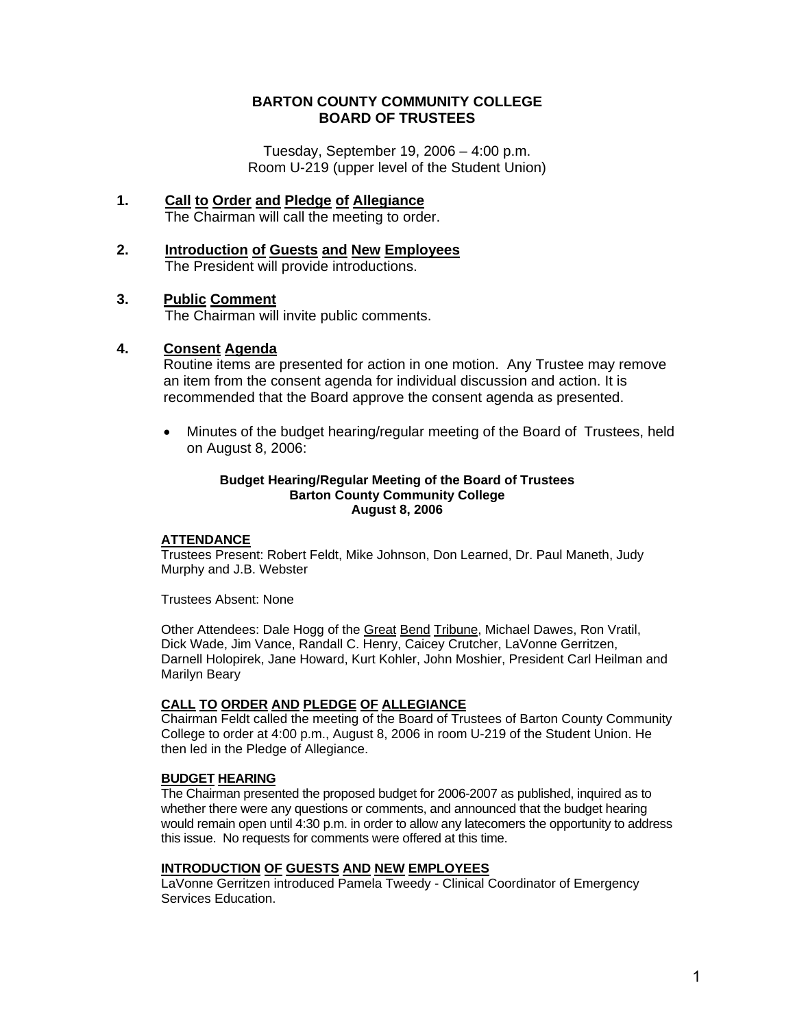# BARTON COUNTY COMMUNITY COLLEGE
# BOARD OF TRUSTEES

Tuesday, September 19, 2006 – 4:00 p.m.
Room U-219 (upper level of the Student Union)

## 1. Call to Order and Pledge of Allegiance

The Chairman will call the meeting to order.

## 2. Introduction of Guests and New Employees

The President will provide introductions.

## 3. Public Comment

The Chairman will invite public comments.

## 4. Consent Agenda

Routine items are presented for action in one motion. Any Trustee may remove an item from the consent agenda for individual discussion and action. It is recommended that the Board approve the consent agenda as presented.

- Minutes of the budget hearing/regular meeting of the Board of Trustees, held on August 8, 2006:

**Budget Hearing/Regular Meeting of the Board of Trustees**
**Barton County Community College**
**August 8, 2006**

### ATTENDANCE

Trustees Present: Robert Feldt, Mike Johnson, Don Learned, Dr. Paul Maneth, Judy Murphy and J.B. Webster

Trustees Absent: None

Other Attendees: Dale Hogg of the Great Bend Tribune, Michael Dawes, Ron Vratil, Dick Wade, Jim Vance, Randall C. Henry, Caicey Crutcher, LaVonne Gerritzen, Darnell Holopirek, Jane Howard, Kurt Kohler, John Moshier, President Carl Heilman and Marilyn Beary

### CALL TO ORDER AND PLEDGE OF ALLEGIANCE

Chairman Feldt called the meeting of the Board of Trustees of Barton County Community College to order at 4:00 p.m., August 8, 2006 in room U-219 of the Student Union. He then led in the Pledge of Allegiance.

### BUDGET HEARING

The Chairman presented the proposed budget for 2006-2007 as published, inquired as to whether there were any questions or comments, and announced that the budget hearing would remain open until 4:30 p.m. in order to allow any latecomers the opportunity to address this issue. No requests for comments were offered at this time.

### INTRODUCTION OF GUESTS AND NEW EMPLOYEES

LaVonne Gerritzen introduced Pamela Tweedy - Clinical Coordinator of Emergency Services Education.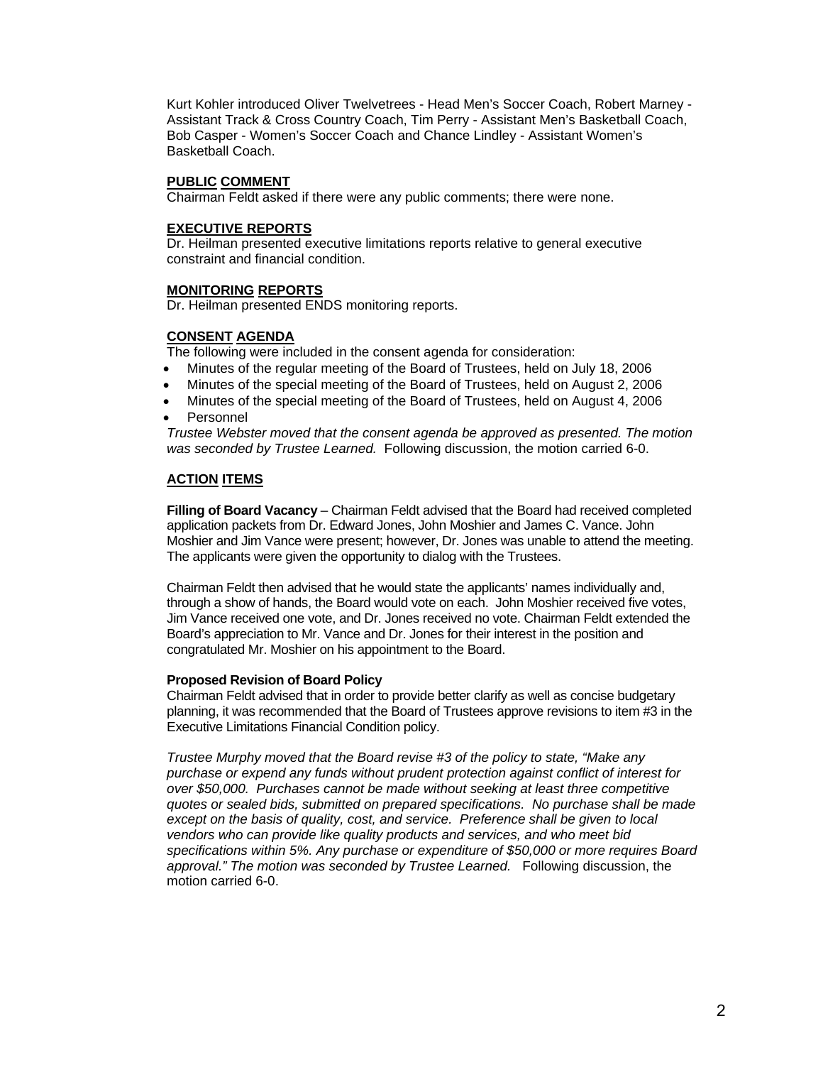Kurt Kohler introduced Oliver Twelvetrees - Head Men's Soccer Coach, Robert Marney - Assistant Track & Cross Country Coach, Tim Perry - Assistant Men's Basketball Coach, Bob Casper - Women's Soccer Coach and Chance Lindley - Assistant Women's Basketball Coach.

**PUBLIC COMMENT**

Chairman Feldt asked if there were any public comments; there were none.

**EXECUTIVE REPORTS**

Dr. Heilman presented executive limitations reports relative to general executive constraint and financial condition.

**MONITORING REPORTS**

Dr. Heilman presented ENDS monitoring reports.

**CONSENT AGENDA**

The following were included in the consent agenda for consideration:

- Minutes of the regular meeting of the Board of Trustees, held on July 18, 2006
- Minutes of the special meeting of the Board of Trustees, held on August 2, 2006
- Minutes of the special meeting of the Board of Trustees, held on August 4, 2006
- Personnel

*Trustee Webster moved that the consent agenda be approved as presented. The motion was seconded by Trustee Learned.* Following discussion, the motion carried 6-0.

**ACTION ITEMS**

**Filling of Board Vacancy** – Chairman Feldt advised that the Board had received completed application packets from Dr. Edward Jones, John Moshier and James C. Vance. John Moshier and Jim Vance were present; however, Dr. Jones was unable to attend the meeting. The applicants were given the opportunity to dialog with the Trustees.

Chairman Feldt then advised that he would state the applicants' names individually and, through a show of hands, the Board would vote on each. John Moshier received five votes, Jim Vance received one vote, and Dr. Jones received no vote. Chairman Feldt extended the Board's appreciation to Mr. Vance and Dr. Jones for their interest in the position and congratulated Mr. Moshier on his appointment to the Board.

**Proposed Revision of Board Policy**

Chairman Feldt advised that in order to provide better clarify as well as concise budgetary planning, it was recommended that the Board of Trustees approve revisions to item #3 in the Executive Limitations Financial Condition policy.

*Trustee Murphy moved that the Board revise #3 of the policy to state, "Make any purchase or expend any funds without prudent protection against conflict of interest for over $50,000. Purchases cannot be made without seeking at least three competitive quotes or sealed bids, submitted on prepared specifications. No purchase shall be made except on the basis of quality, cost, and service. Preference shall be given to local vendors who can provide like quality products and services, and who meet bid specifications within 5%. Any purchase or expenditure of $50,000 or more requires Board approval." The motion was seconded by Trustee Learned.* Following discussion, the motion carried 6-0.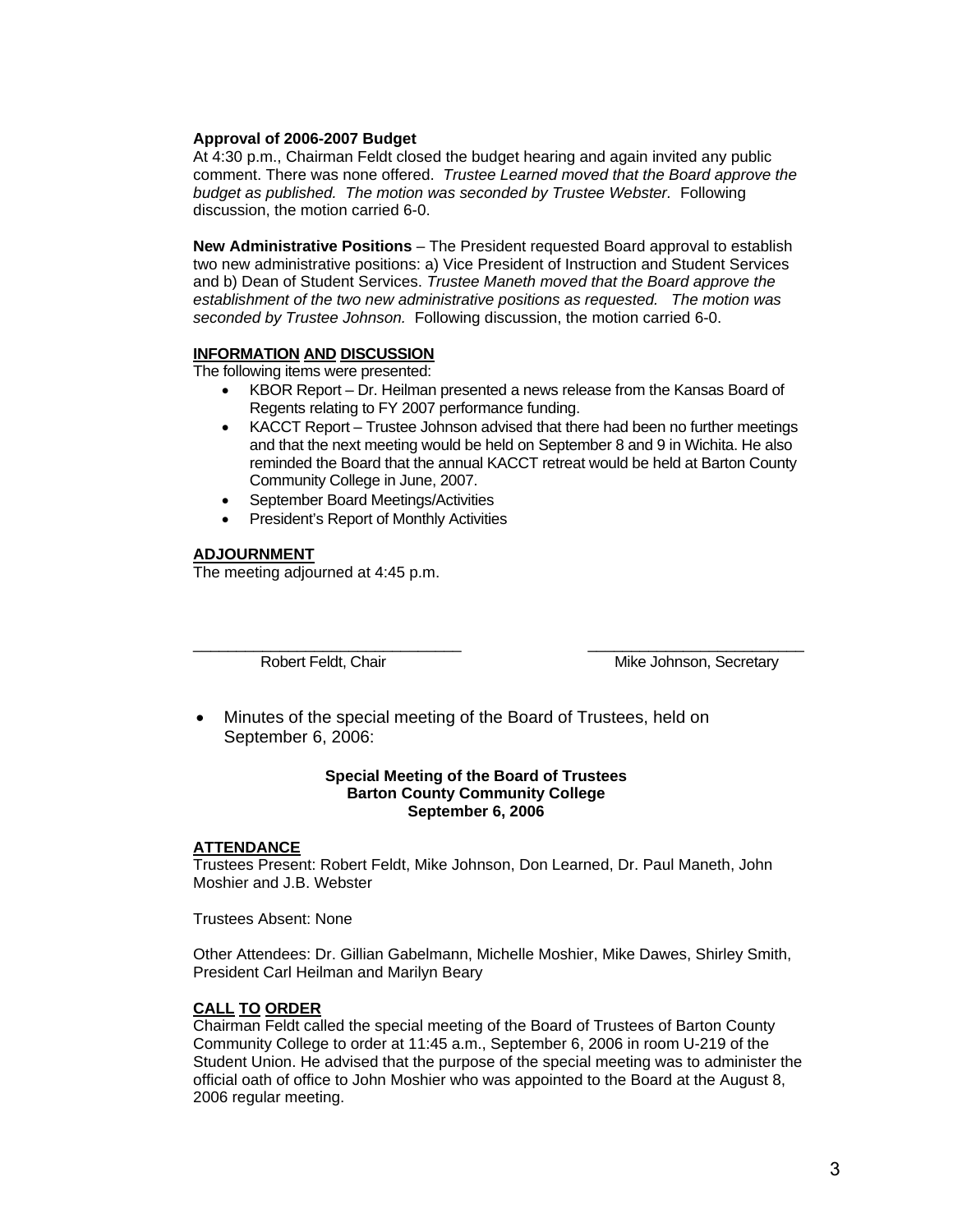**Approval of 2006-2007 Budget**
At 4:30 p.m., Chairman Feldt closed the budget hearing and again invited any public comment. There was none offered. *Trustee Learned moved that the Board approve the budget as published. The motion was seconded by Trustee Webster.* Following discussion, the motion carried 6-0.

**New Administrative Positions** – The President requested Board approval to establish two new administrative positions: a) Vice President of Instruction and Student Services and b) Dean of Student Services. *Trustee Maneth moved that the Board approve the establishment of the two new administrative positions as requested. The motion was seconded by Trustee Johnson.* Following discussion, the motion carried 6-0.

**INFORMATION AND DISCUSSION**

The following items were presented:

- KBOR Report – Dr. Heilman presented a news release from the Kansas Board of Regents relating to FY 2007 performance funding.
- KACCT Report – Trustee Johnson advised that there had been no further meetings and that the next meeting would be held on September 8 and 9 in Wichita. He also reminded the Board that the annual KACCT retreat would be held at Barton County Community College in June, 2007.
- September Board Meetings/Activities
- President's Report of Monthly Activities

**ADJOURNMENT**

The meeting adjourned at 4:45 p.m.

| ______________________________ | ______________________________ |
|---|---|
| Robert Feldt, Chair | Mike Johnson, Secretary |

- Minutes of the special meeting of the Board of Trustees, held on September 6, 2006:

**Special Meeting of the Board of Trustees**
**Barton County Community College**
**September 6, 2006**

**ATTENDANCE**

Trustees Present: Robert Feldt, Mike Johnson, Don Learned, Dr. Paul Maneth, John Moshier and J.B. Webster

Trustees Absent: None

Other Attendees: Dr. Gillian Gabelmann, Michelle Moshier, Mike Dawes, Shirley Smith, President Carl Heilman and Marilyn Beary

**CALL TO ORDER**

Chairman Feldt called the special meeting of the Board of Trustees of Barton County Community College to order at 11:45 a.m., September 6, 2006 in room U-219 of the Student Union. He advised that the purpose of the special meeting was to administer the official oath of office to John Moshier who was appointed to the Board at the August 8, 2006 regular meeting.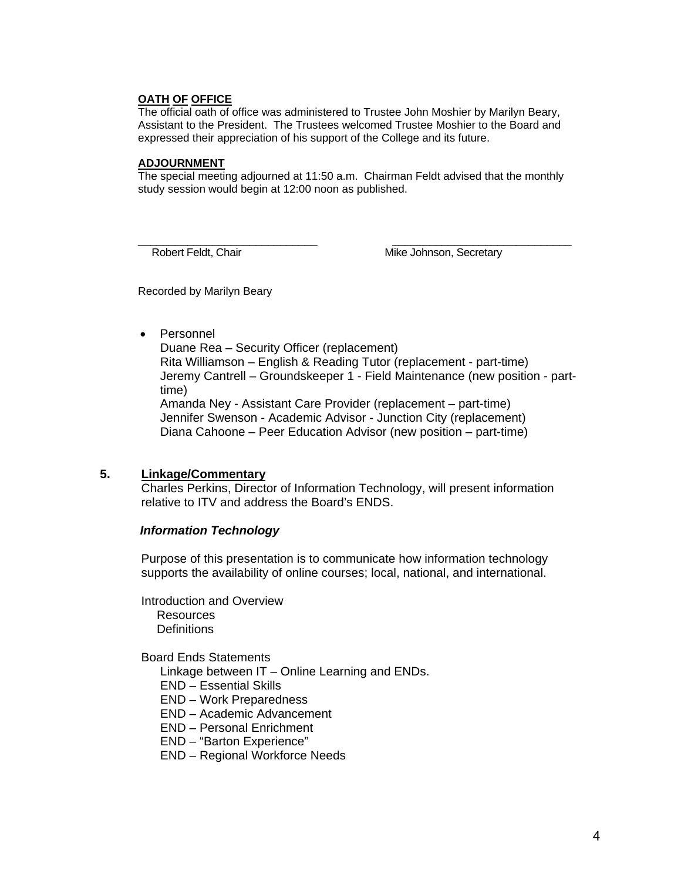**OATH OF OFFICE**
The official oath of office was administered to Trustee John Moshier by Marilyn Beary, Assistant to the President. The Trustees welcomed Trustee Moshier to the Board and expressed their appreciation of his support of the College and its future.

**ADJOURNMENT**
The special meeting adjourned at 11:50 a.m. Chairman Feldt advised that the monthly study session would begin at 12:00 noon as published.

\_\_\_\_\_\_\_\_\_\_\_\_\_\_\_\_\_\_\_\_\_\_\_\_\_\_\_\_\_\_ \_\_\_\_\_\_\_\_\_\_\_\_\_\_\_\_\_\_\_\_\_\_\_\_\_\_\_\_\_\_
Robert Feldt, Chair Mike Johnson, Secretary

Recorded by Marilyn Beary

- Personnel
  Duane Rea – Security Officer (replacement)
  Rita Williamson – English & Reading Tutor (replacement - part-time)
  Jeremy Cantrell – Groundskeeper 1 - Field Maintenance (new position - part-time)
  Amanda Ney - Assistant Care Provider (replacement – part-time)
  Jennifer Swenson - Academic Advisor - Junction City (replacement)
  Diana Cahoone – Peer Education Advisor (new position – part-time)

**5. Linkage/Commentary**

Charles Perkins, Director of Information Technology, will present information relative to ITV and address the Board's ENDS.

***Information Technology***

Purpose of this presentation is to communicate how information technology supports the availability of online courses; local, national, and international.

Introduction and Overview
  Resources
  Definitions

Board Ends Statements
  Linkage between IT – Online Learning and ENDs.
  END – Essential Skills
  END – Work Preparedness
  END – Academic Advancement
  END – Personal Enrichment
  END – "Barton Experience"
  END – Regional Workforce Needs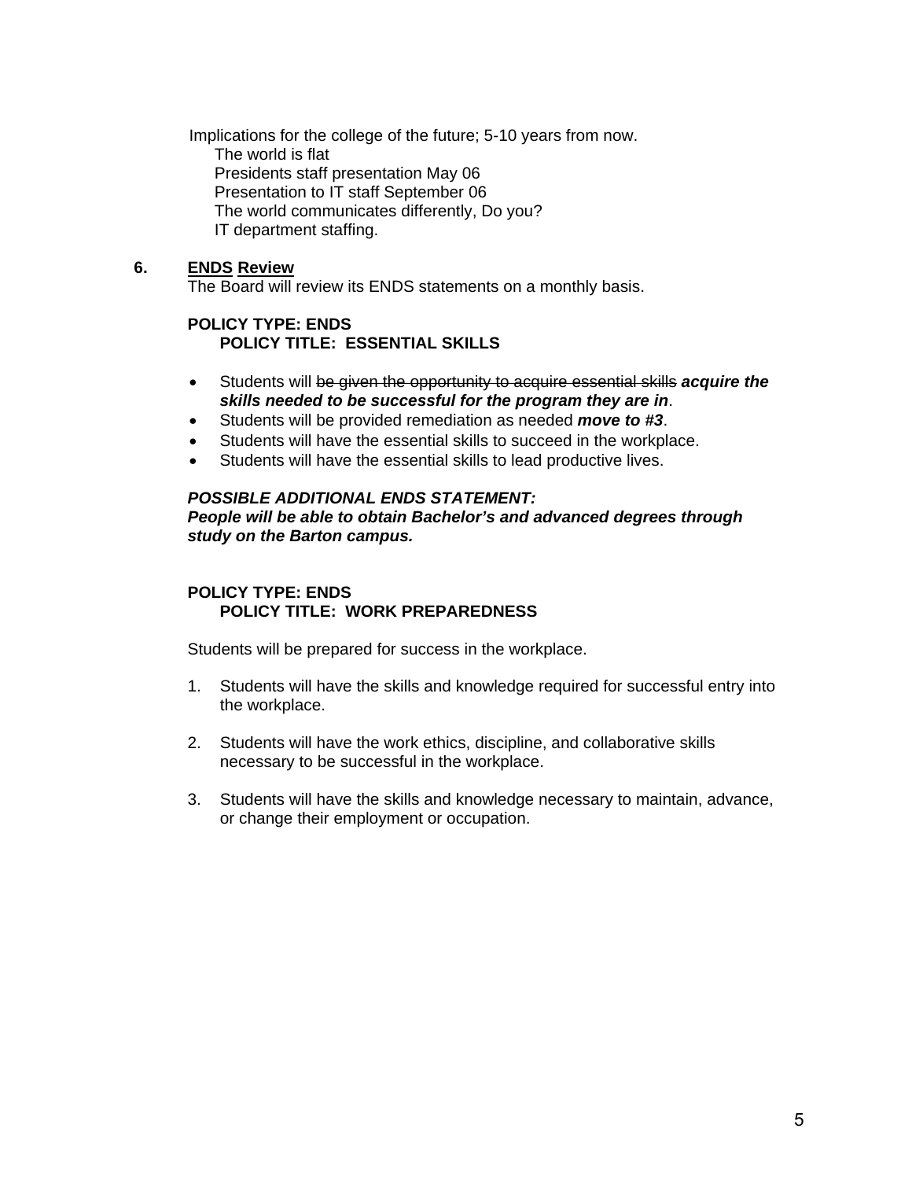Implications for the college of the future; 5-10 years from now.

- The world is flat
- Presidents staff presentation May 06
- Presentation to IT staff September 06
- The world communicates differently, Do you?
- IT department staffing.

**6. <u>ENDS</u> <u>Review</u>**

The Board will review its ENDS statements on a monthly basis.

**POLICY TYPE: ENDS**
**POLICY TITLE: ESSENTIAL SKILLS**

- Students will ~~be given the opportunity to acquire essential skills~~ ***acquire the skills needed to be successful for the program they are in***.
- Students will be provided remediation as needed ***move to #3***.
- Students will have the essential skills to succeed in the workplace.
- Students will have the essential skills to lead productive lives.

***POSSIBLE ADDITIONAL ENDS STATEMENT:***
***People will be able to obtain Bachelor's and advanced degrees through study on the Barton campus.***

**POLICY TYPE: ENDS**
**POLICY TITLE: WORK PREPAREDNESS**

Students will be prepared for success in the workplace.

1. Students will have the skills and knowledge required for successful entry into the workplace.

2. Students will have the work ethics, discipline, and collaborative skills necessary to be successful in the workplace.

3. Students will have the skills and knowledge necessary to maintain, advance, or change their employment or occupation.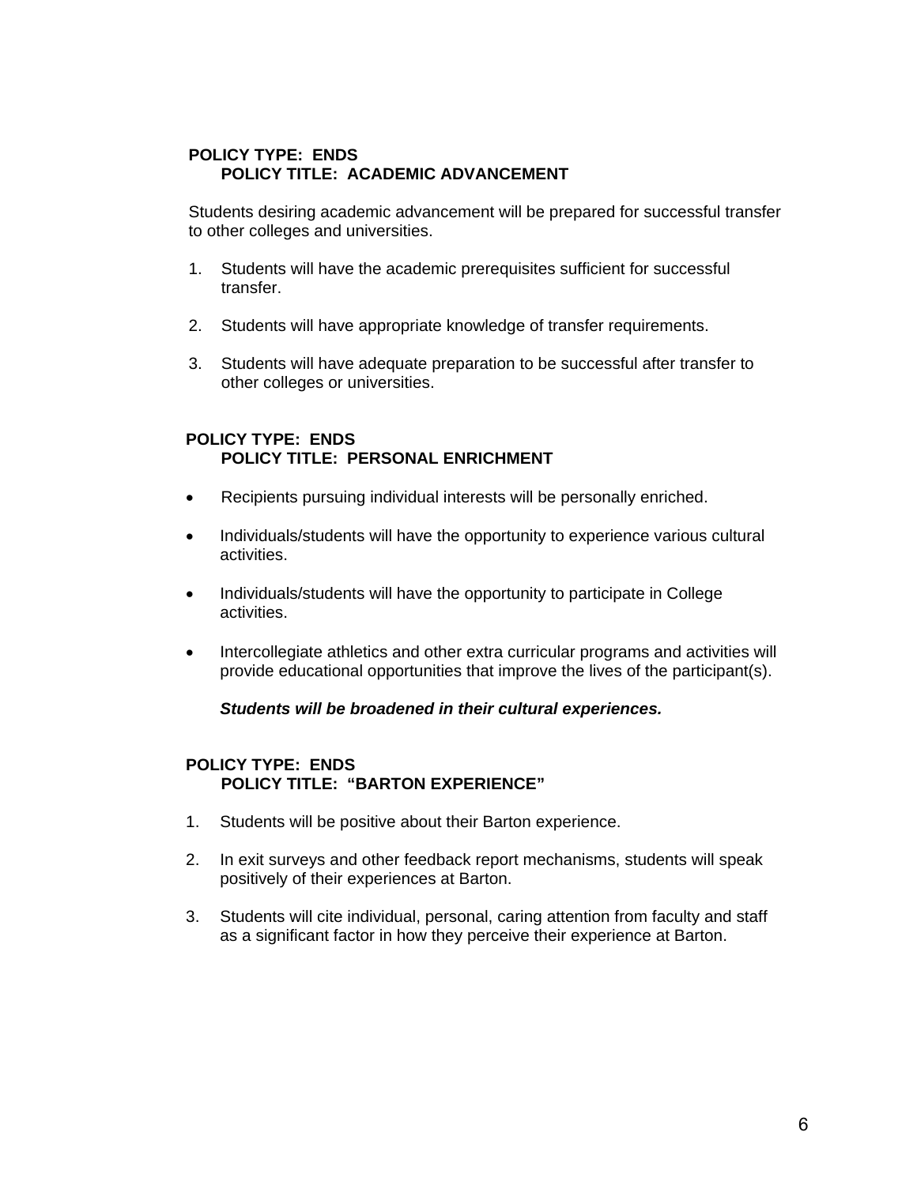**POLICY TYPE: ENDS**
**POLICY TITLE: ACADEMIC ADVANCEMENT**

Students desiring academic advancement will be prepared for successful transfer to other colleges and universities.

1. Students will have the academic prerequisites sufficient for successful transfer.

2. Students will have appropriate knowledge of transfer requirements.

3. Students will have adequate preparation to be successful after transfer to other colleges or universities.

**POLICY TYPE: ENDS**
**POLICY TITLE: PERSONAL ENRICHMENT**

- Recipients pursuing individual interests will be personally enriched.

- Individuals/students will have the opportunity to experience various cultural activities.

- Individuals/students will have the opportunity to participate in College activities.

- Intercollegiate athletics and other extra curricular programs and activities will provide educational opportunities that improve the lives of the participant(s).

***Students will be broadened in their cultural experiences.***

**POLICY TYPE: ENDS**
**POLICY TITLE: "BARTON EXPERIENCE"**

1. Students will be positive about their Barton experience.

2. In exit surveys and other feedback report mechanisms, students will speak positively of their experiences at Barton.

3. Students will cite individual, personal, caring attention from faculty and staff as a significant factor in how they perceive their experience at Barton.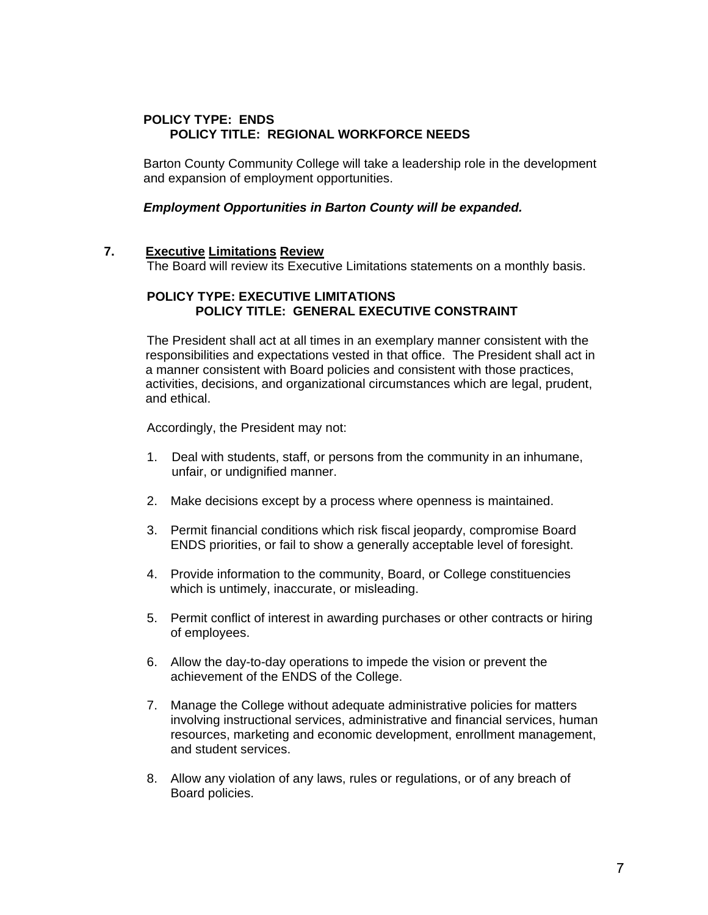**POLICY TYPE: ENDS**
**POLICY TITLE: REGIONAL WORKFORCE NEEDS**

Barton County Community College will take a leadership role in the development and expansion of employment opportunities.

***Employment Opportunities in Barton County will be expanded.***

**7. Executive Limitations Review**

The Board will review its Executive Limitations statements on a monthly basis.

**POLICY TYPE: EXECUTIVE LIMITATIONS**
**POLICY TITLE: GENERAL EXECUTIVE CONSTRAINT**

The President shall act at all times in an exemplary manner consistent with the responsibilities and expectations vested in that office. The President shall act in a manner consistent with Board policies and consistent with those practices, activities, decisions, and organizational circumstances which are legal, prudent, and ethical.

Accordingly, the President may not:

1. Deal with students, staff, or persons from the community in an inhumane, unfair, or undignified manner.

2. Make decisions except by a process where openness is maintained.

3. Permit financial conditions which risk fiscal jeopardy, compromise Board ENDS priorities, or fail to show a generally acceptable level of foresight.

4. Provide information to the community, Board, or College constituencies which is untimely, inaccurate, or misleading.

5. Permit conflict of interest in awarding purchases or other contracts or hiring of employees.

6. Allow the day-to-day operations to impede the vision or prevent the achievement of the ENDS of the College.

7. Manage the College without adequate administrative policies for matters involving instructional services, administrative and financial services, human resources, marketing and economic development, enrollment management, and student services.

8. Allow any violation of any laws, rules or regulations, or of any breach of Board policies.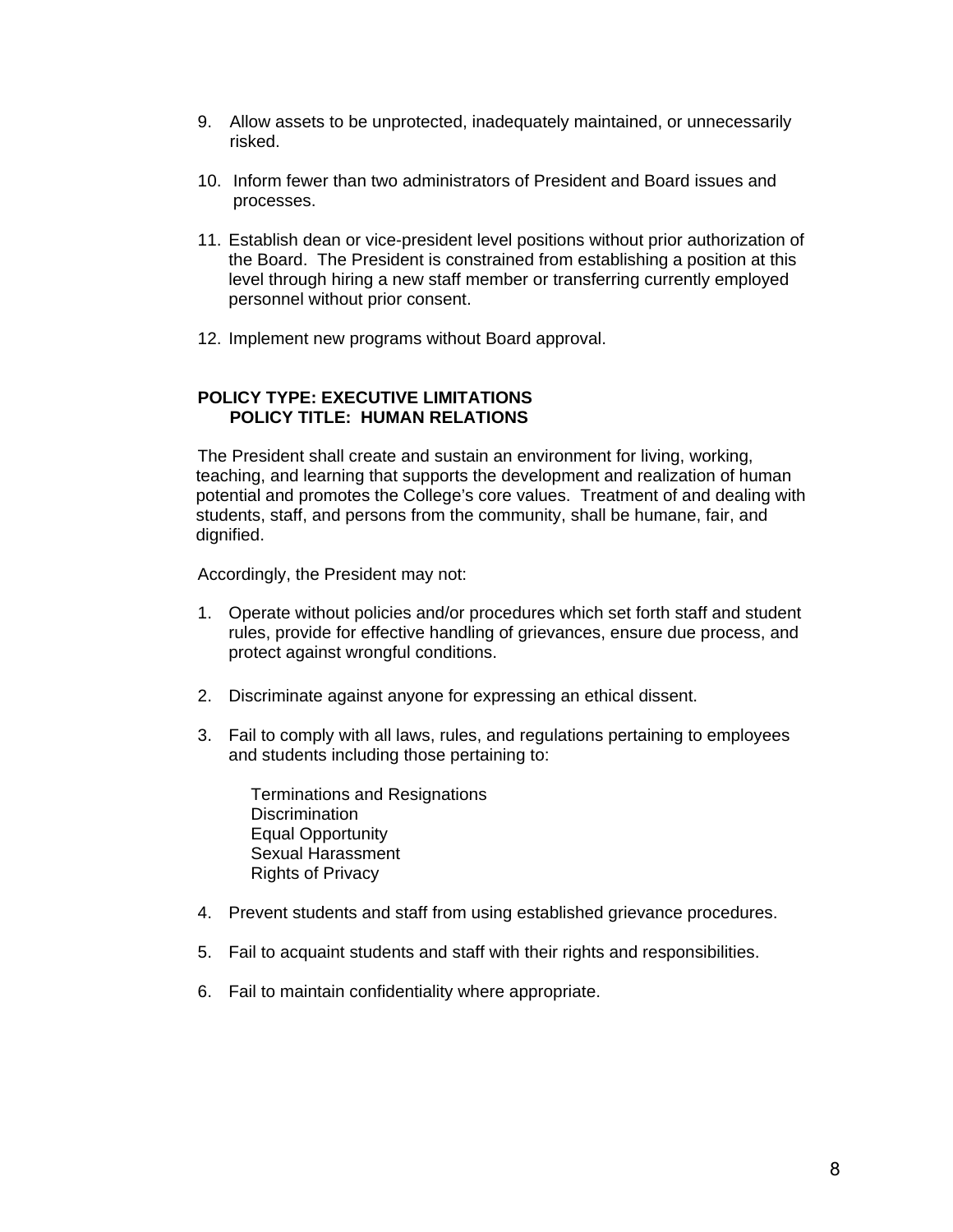9. Allow assets to be unprotected, inadequately maintained, or unnecessarily risked.

10. Inform fewer than two administrators of President and Board issues and processes.

11. Establish dean or vice-president level positions without prior authorization of the Board. The President is constrained from establishing a position at this level through hiring a new staff member or transferring currently employed personnel without prior consent.

12. Implement new programs without Board approval.

**POLICY TYPE: EXECUTIVE LIMITATIONS**
**POLICY TITLE: HUMAN RELATIONS**

The President shall create and sustain an environment for living, working, teaching, and learning that supports the development and realization of human potential and promotes the College's core values. Treatment of and dealing with students, staff, and persons from the community, shall be humane, fair, and dignified.

Accordingly, the President may not:

1. Operate without policies and/or procedures which set forth staff and student rules, provide for effective handling of grievances, ensure due process, and protect against wrongful conditions.

2. Discriminate against anyone for expressing an ethical dissent.

3. Fail to comply with all laws, rules, and regulations pertaining to employees and students including those pertaining to:

   Terminations and Resignations
   Discrimination
   Equal Opportunity
   Sexual Harassment
   Rights of Privacy

4. Prevent students and staff from using established grievance procedures.

5. Fail to acquaint students and staff with their rights and responsibilities.

6. Fail to maintain confidentiality where appropriate.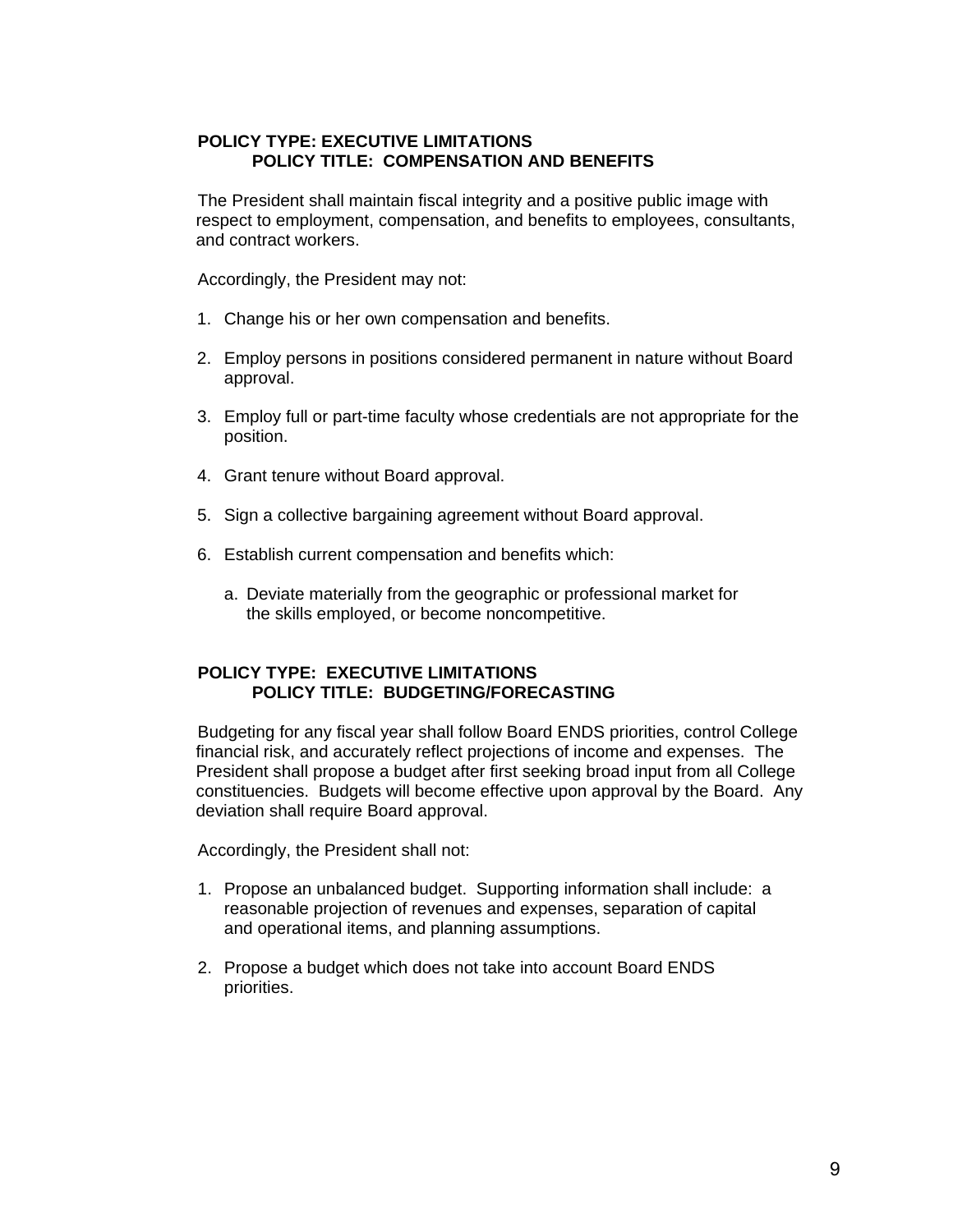**POLICY TYPE: EXECUTIVE LIMITATIONS**
**POLICY TITLE: COMPENSATION AND BENEFITS**

The President shall maintain fiscal integrity and a positive public image with respect to employment, compensation, and benefits to employees, consultants, and contract workers.

Accordingly, the President may not:

1. Change his or her own compensation and benefits.

2. Employ persons in positions considered permanent in nature without Board approval.

3. Employ full or part-time faculty whose credentials are not appropriate for the position.

4. Grant tenure without Board approval.

5. Sign a collective bargaining agreement without Board approval.

6. Establish current compensation and benefits which:

   a. Deviate materially from the geographic or professional market for the skills employed, or become noncompetitive.

**POLICY TYPE: EXECUTIVE LIMITATIONS**
**POLICY TITLE: BUDGETING/FORECASTING**

Budgeting for any fiscal year shall follow Board ENDS priorities, control College financial risk, and accurately reflect projections of income and expenses. The President shall propose a budget after first seeking broad input from all College constituencies. Budgets will become effective upon approval by the Board. Any deviation shall require Board approval.

Accordingly, the President shall not:

1. Propose an unbalanced budget. Supporting information shall include: a reasonable projection of revenues and expenses, separation of capital and operational items, and planning assumptions.

2. Propose a budget which does not take into account Board ENDS priorities.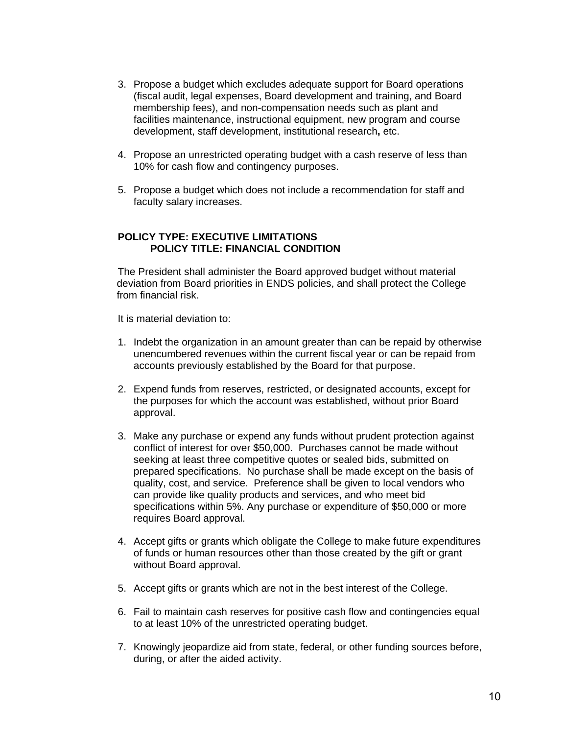3. Propose a budget which excludes adequate support for Board operations (fiscal audit, legal expenses, Board development and training, and Board membership fees), and non-compensation needs such as plant and facilities maintenance, instructional equipment, new program and course development, staff development, institutional research**,** etc.

4. Propose an unrestricted operating budget with a cash reserve of less than 10% for cash flow and contingency purposes.

5. Propose a budget which does not include a recommendation for staff and faculty salary increases.

**POLICY TYPE: EXECUTIVE LIMITATIONS**
**POLICY TITLE: FINANCIAL CONDITION**

The President shall administer the Board approved budget without material deviation from Board priorities in ENDS policies, and shall protect the College from financial risk.

It is material deviation to:

1. Indebt the organization in an amount greater than can be repaid by otherwise unencumbered revenues within the current fiscal year or can be repaid from accounts previously established by the Board for that purpose.

2. Expend funds from reserves, restricted, or designated accounts, except for the purposes for which the account was established, without prior Board approval.

3. Make any purchase or expend any funds without prudent protection against conflict of interest for over $50,000. Purchases cannot be made without seeking at least three competitive quotes or sealed bids, submitted on prepared specifications. No purchase shall be made except on the basis of quality, cost, and service. Preference shall be given to local vendors who can provide like quality products and services, and who meet bid specifications within 5%. Any purchase or expenditure of $50,000 or more requires Board approval.

4. Accept gifts or grants which obligate the College to make future expenditures of funds or human resources other than those created by the gift or grant without Board approval.

5. Accept gifts or grants which are not in the best interest of the College.

6. Fail to maintain cash reserves for positive cash flow and contingencies equal to at least 10% of the unrestricted operating budget.

7. Knowingly jeopardize aid from state, federal, or other funding sources before, during, or after the aided activity.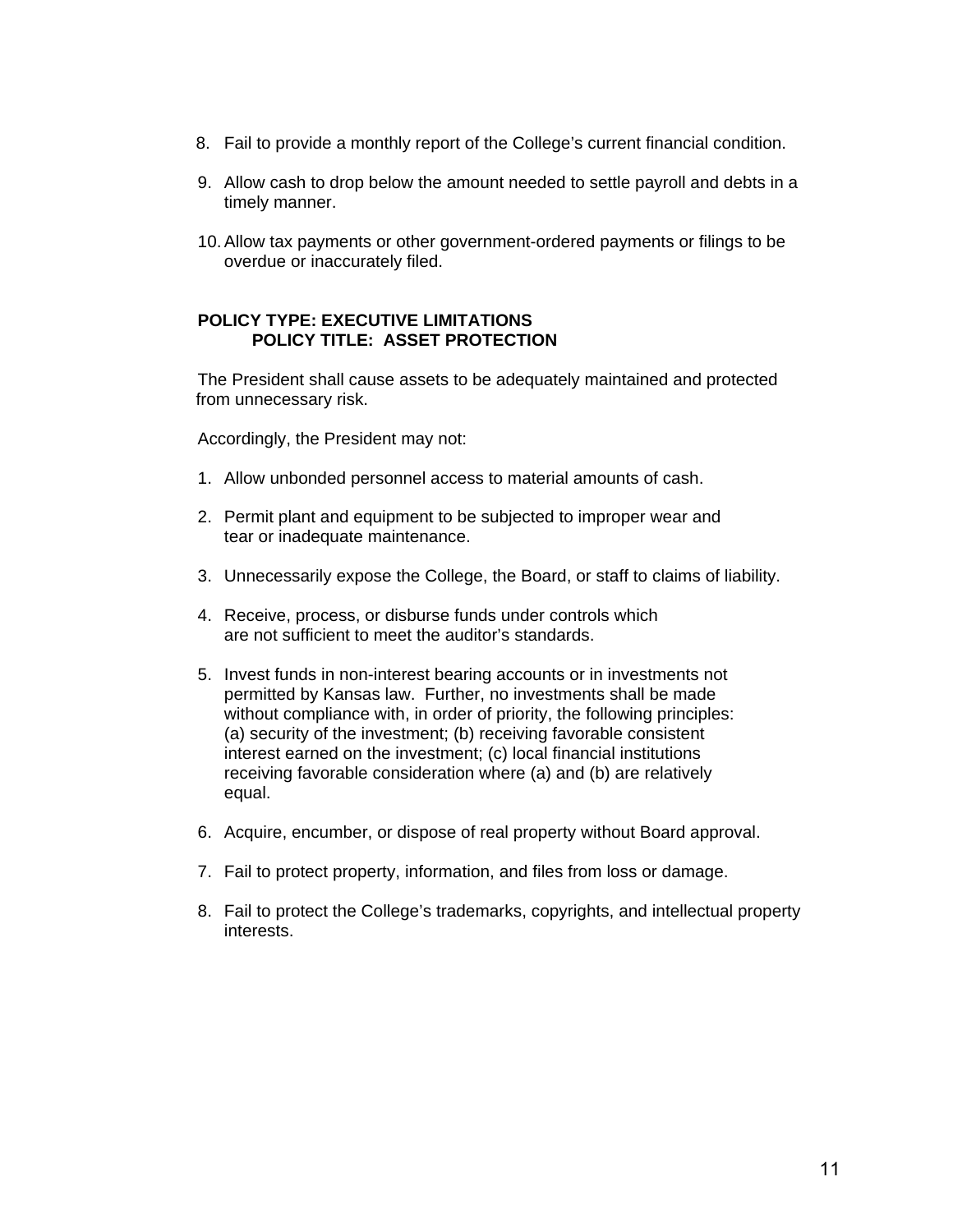8. Fail to provide a monthly report of the College's current financial condition.

9. Allow cash to drop below the amount needed to settle payroll and debts in a timely manner.

10. Allow tax payments or other government-ordered payments or filings to be overdue or inaccurately filed.

**POLICY TYPE: EXECUTIVE LIMITATIONS**
**POLICY TITLE: ASSET PROTECTION**

The President shall cause assets to be adequately maintained and protected from unnecessary risk.

Accordingly, the President may not:

1. Allow unbonded personnel access to material amounts of cash.

2. Permit plant and equipment to be subjected to improper wear and tear or inadequate maintenance.

3. Unnecessarily expose the College, the Board, or staff to claims of liability.

4. Receive, process, or disburse funds under controls which are not sufficient to meet the auditor's standards.

5. Invest funds in non-interest bearing accounts or in investments not permitted by Kansas law. Further, no investments shall be made without compliance with, in order of priority, the following principles: (a) security of the investment; (b) receiving favorable consistent interest earned on the investment; (c) local financial institutions receiving favorable consideration where (a) and (b) are relatively equal.

6. Acquire, encumber, or dispose of real property without Board approval.

7. Fail to protect property, information, and files from loss or damage.

8. Fail to protect the College's trademarks, copyrights, and intellectual property interests.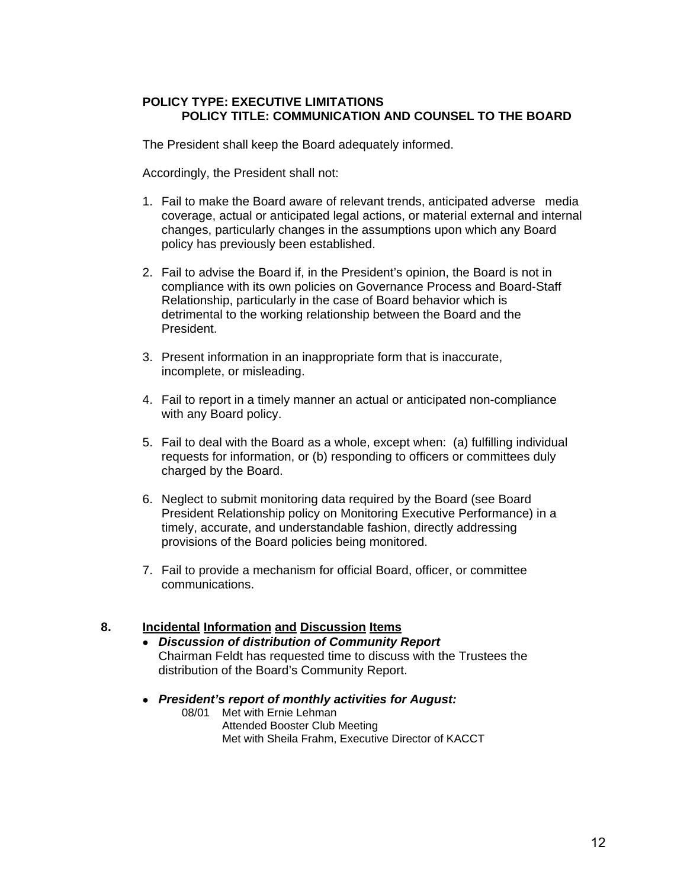**POLICY TYPE: EXECUTIVE LIMITATIONS**
**POLICY TITLE: COMMUNICATION AND COUNSEL TO THE BOARD**

The President shall keep the Board adequately informed.

Accordingly, the President shall not:

1. Fail to make the Board aware of relevant trends, anticipated adverse media coverage, actual or anticipated legal actions, or material external and internal changes, particularly changes in the assumptions upon which any Board policy has previously been established.

2. Fail to advise the Board if, in the President's opinion, the Board is not in compliance with its own policies on Governance Process and Board-Staff Relationship, particularly in the case of Board behavior which is detrimental to the working relationship between the Board and the President.

3. Present information in an inappropriate form that is inaccurate, incomplete, or misleading.

4. Fail to report in a timely manner an actual or anticipated non-compliance with any Board policy.

5. Fail to deal with the Board as a whole, except when: (a) fulfilling individual requests for information, or (b) responding to officers or committees duly charged by the Board.

6. Neglect to submit monitoring data required by the Board (see Board President Relationship policy on Monitoring Executive Performance) in a timely, accurate, and understandable fashion, directly addressing provisions of the Board policies being monitored.

7. Fail to provide a mechanism for official Board, officer, or committee communications.

**8. Incidental Information and Discussion Items**

- ***Discussion of distribution of Community Report***
  Chairman Feldt has requested time to discuss with the Trustees the distribution of the Board's Community Report.

- ***President's report of monthly activities for August:***
  08/01 Met with Ernie Lehman
  Attended Booster Club Meeting
  Met with Sheila Frahm, Executive Director of KACCT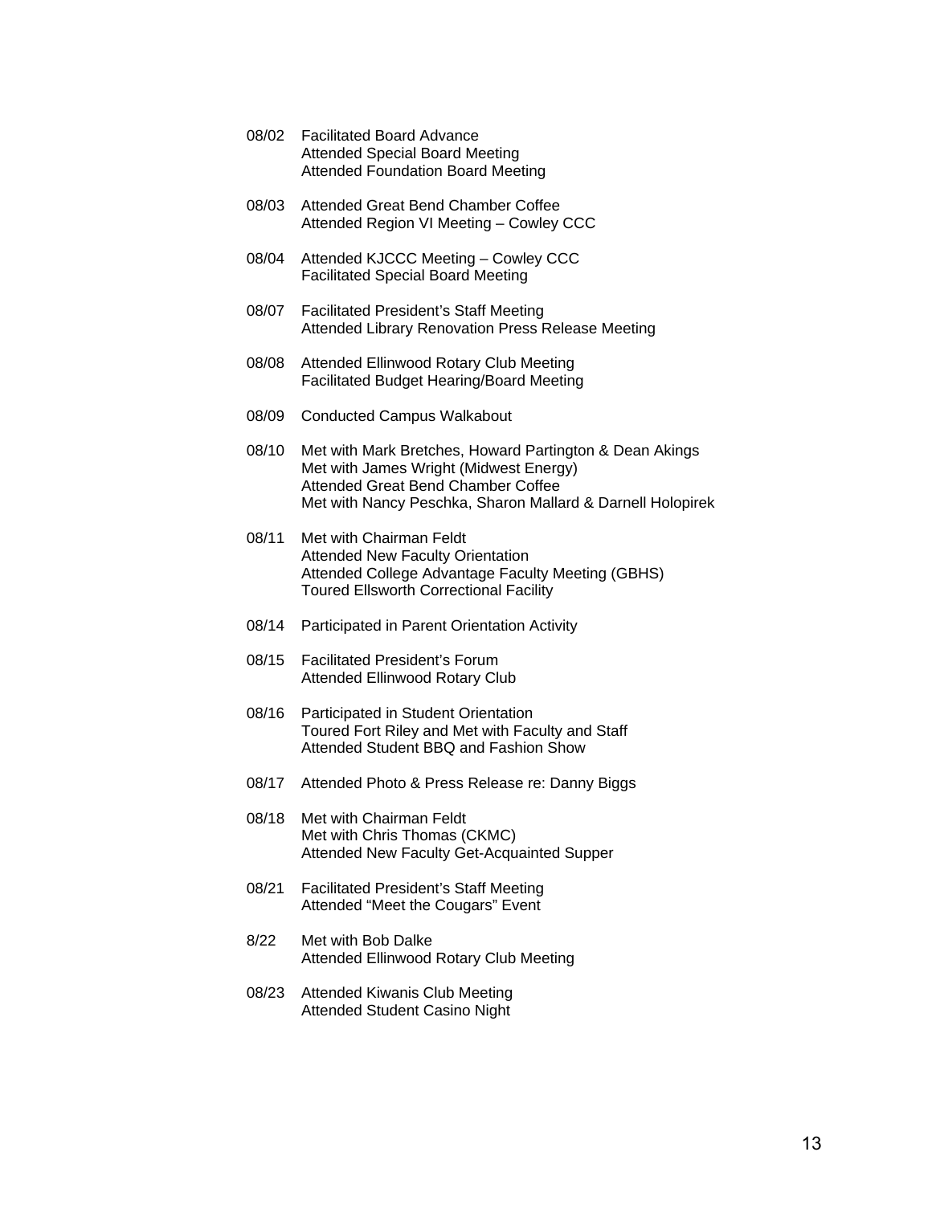08/02 Facilitated Board Advance
Attended Special Board Meeting
Attended Foundation Board Meeting

08/03 Attended Great Bend Chamber Coffee
Attended Region VI Meeting – Cowley CCC

08/04 Attended KJCCC Meeting – Cowley CCC
Facilitated Special Board Meeting

08/07 Facilitated President's Staff Meeting
Attended Library Renovation Press Release Meeting

08/08 Attended Ellinwood Rotary Club Meeting
Facilitated Budget Hearing/Board Meeting

08/09 Conducted Campus Walkabout

08/10 Met with Mark Bretches, Howard Partington & Dean Akings
Met with James Wright (Midwest Energy)
Attended Great Bend Chamber Coffee
Met with Nancy Peschka, Sharon Mallard & Darnell Holopirek

08/11 Met with Chairman Feldt
Attended New Faculty Orientation
Attended College Advantage Faculty Meeting (GBHS)
Toured Ellsworth Correctional Facility

08/14 Participated in Parent Orientation Activity

08/15 Facilitated President's Forum
Attended Ellinwood Rotary Club

08/16 Participated in Student Orientation
Toured Fort Riley and Met with Faculty and Staff
Attended Student BBQ and Fashion Show

08/17 Attended Photo & Press Release re: Danny Biggs

08/18 Met with Chairman Feldt
Met with Chris Thomas (CKMC)
Attended New Faculty Get-Acquainted Supper

08/21 Facilitated President's Staff Meeting
Attended "Meet the Cougars" Event

8/22 Met with Bob Dalke
Attended Ellinwood Rotary Club Meeting

08/23 Attended Kiwanis Club Meeting
Attended Student Casino Night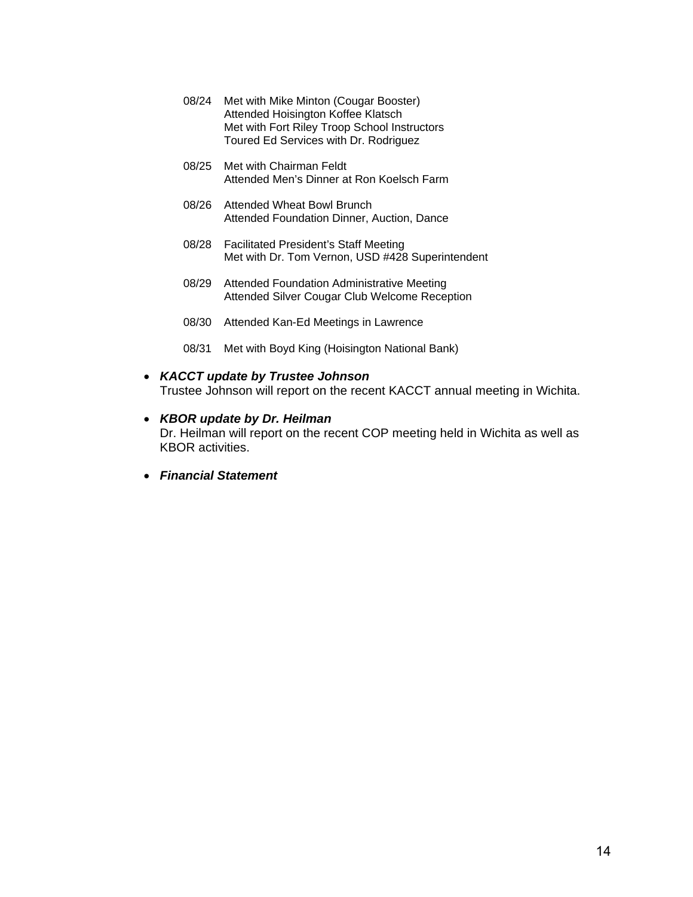08/24 Met with Mike Minton (Cougar Booster)
Attended Hoisington Koffee Klatsch
Met with Fort Riley Troop School Instructors
Toured Ed Services with Dr. Rodriguez

08/25 Met with Chairman Feldt
Attended Men's Dinner at Ron Koelsch Farm

08/26 Attended Wheat Bowl Brunch
Attended Foundation Dinner, Auction, Dance

08/28 Facilitated President's Staff Meeting
Met with Dr. Tom Vernon, USD #428 Superintendent

08/29 Attended Foundation Administrative Meeting
Attended Silver Cougar Club Welcome Reception

08/30 Attended Kan-Ed Meetings in Lawrence

08/31 Met with Boyd King (Hoisington National Bank)

- ***KACCT update by Trustee Johnson***
  Trustee Johnson will report on the recent KACCT annual meeting in Wichita.

- ***KBOR update by Dr. Heilman***
  Dr. Heilman will report on the recent COP meeting held in Wichita as well as KBOR activities.

- ***Financial Statement***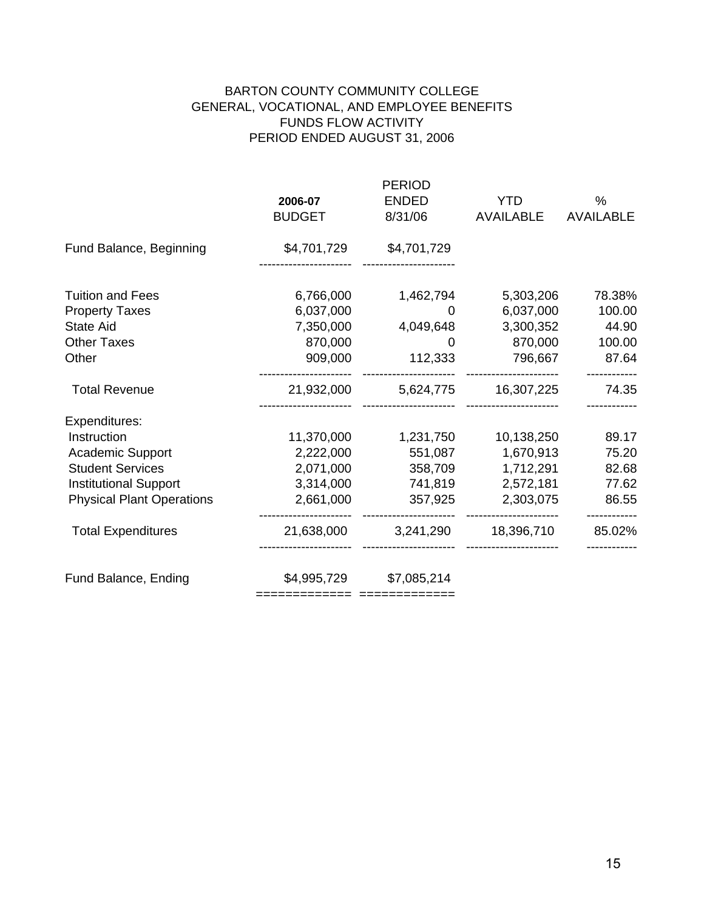BARTON COUNTY COMMUNITY COLLEGE
GENERAL, VOCATIONAL, AND EMPLOYEE BENEFITS
FUNDS FLOW ACTIVITY
PERIOD ENDED AUGUST 31, 2006

| | 2006-07 BUDGET | PERIOD ENDED 8/31/06 | YTD AVAILABLE | % AVAILABLE |
|---|---|---|---|---|
| Fund Balance, Beginning | $4,701,729 | $4,701,729 | | |
| Tuition and Fees | 6,766,000 | 1,462,794 | 5,303,206 | 78.38% |
| Property Taxes | 6,037,000 | 0 | 6,037,000 | 100.00 |
| State Aid | 7,350,000 | 4,049,648 | 3,300,352 | 44.90 |
| Other Taxes | 870,000 | 0 | 870,000 | 100.00 |
| Other | 909,000 | 112,333 | 796,667 | 87.64 |
| Total Revenue | 21,932,000 | 5,624,775 | 16,307,225 | 74.35 |
| Expenditures: | | | | |
| Instruction | 11,370,000 | 1,231,750 | 10,138,250 | 89.17 |
| Academic Support | 2,222,000 | 551,087 | 1,670,913 | 75.20 |
| Student Services | 2,071,000 | 358,709 | 1,712,291 | 82.68 |
| Institutional Support | 3,314,000 | 741,819 | 2,572,181 | 77.62 |
| Physical Plant Operations | 2,661,000 | 357,925 | 2,303,075 | 86.55 |
| Total Expenditures | 21,638,000 | 3,241,290 | 18,396,710 | 85.02% |
| Fund Balance, Ending | $4,995,729 | $7,085,214 | | |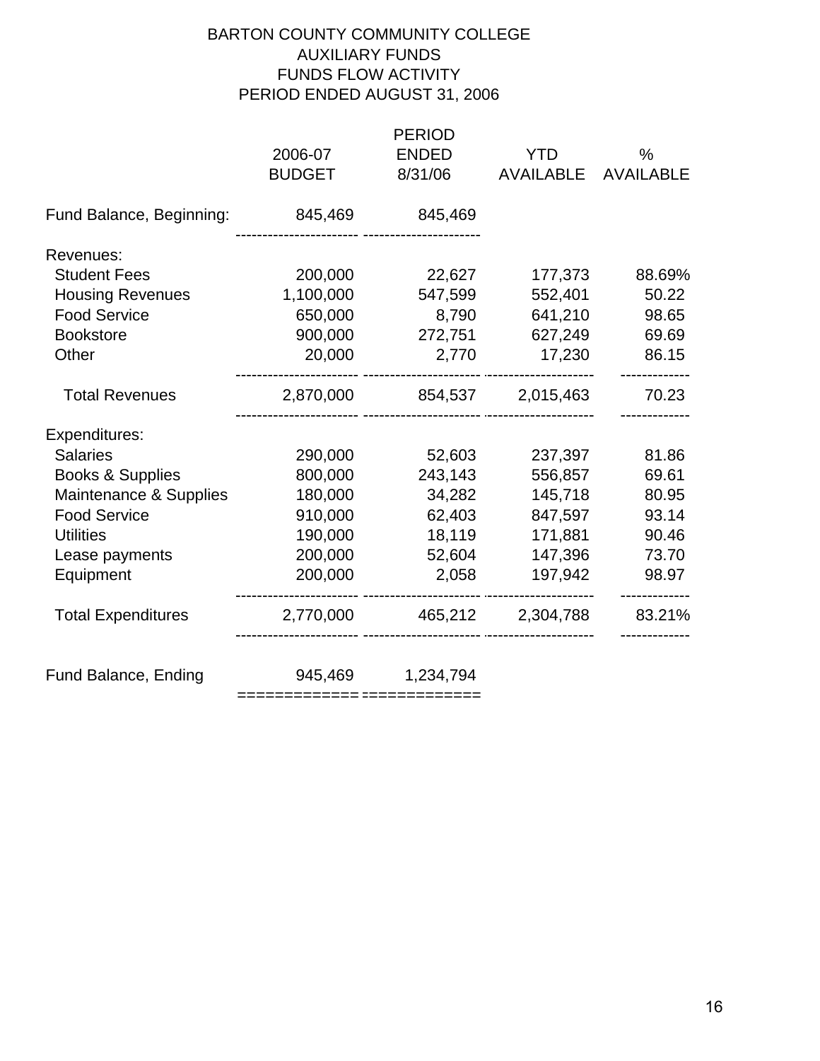# BARTON COUNTY COMMUNITY COLLEGE
## AUXILIARY FUNDS
## FUNDS FLOW ACTIVITY
## PERIOD ENDED AUGUST 31, 2006

| | 2006-07 BUDGET | PERIOD ENDED 8/31/06 | YTD AVAILABLE | % AVAILABLE |
|---|---|---|---|---|
| Fund Balance, Beginning: | 845,469 | 845,469 | | |
| Revenues: | | | | |
| Student Fees | 200,000 | 22,627 | 177,373 | 88.69% |
| Housing Revenues | 1,100,000 | 547,599 | 552,401 | 50.22 |
| Food Service | 650,000 | 8,790 | 641,210 | 98.65 |
| Bookstore | 900,000 | 272,751 | 627,249 | 69.69 |
| Other | 20,000 | 2,770 | 17,230 | 86.15 |
| Total Revenues | 2,870,000 | 854,537 | 2,015,463 | 70.23 |
| Expenditures: | | | | |
| Salaries | 290,000 | 52,603 | 237,397 | 81.86 |
| Books & Supplies | 800,000 | 243,143 | 556,857 | 69.61 |
| Maintenance & Supplies | 180,000 | 34,282 | 145,718 | 80.95 |
| Food Service | 910,000 | 62,403 | 847,597 | 93.14 |
| Utilities | 190,000 | 18,119 | 171,881 | 90.46 |
| Lease payments | 200,000 | 52,604 | 147,396 | 73.70 |
| Equipment | 200,000 | 2,058 | 197,942 | 98.97 |
| Total Expenditures | 2,770,000 | 465,212 | 2,304,788 | 83.21% |
| Fund Balance, Ending | 945,469 | 1,234,794 | | |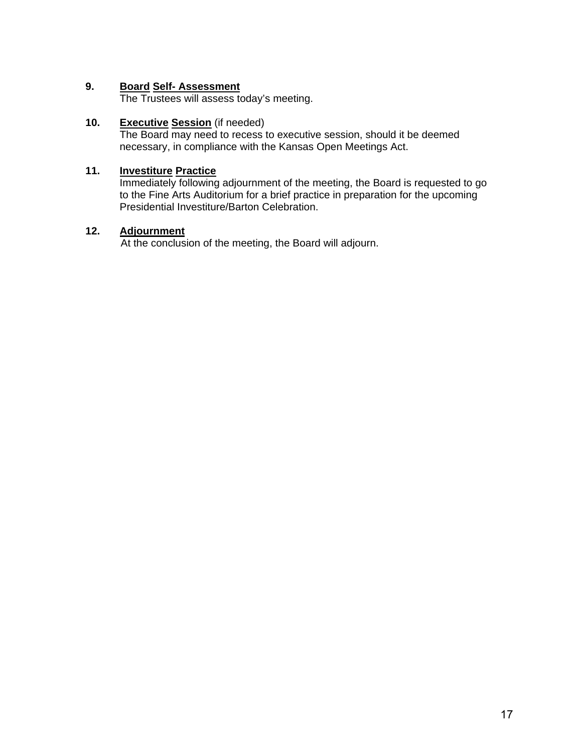9. **Board Self- Assessment**
   The Trustees will assess today's meeting.

10. **Executive Session** (if needed)
    The Board may need to recess to executive session, should it be deemed necessary, in compliance with the Kansas Open Meetings Act.

11. **Investiture Practice**
    Immediately following adjournment of the meeting, the Board is requested to go to the Fine Arts Auditorium for a brief practice in preparation for the upcoming Presidential Investiture/Barton Celebration.

12. **Adjournment**
    At the conclusion of the meeting, the Board will adjourn.